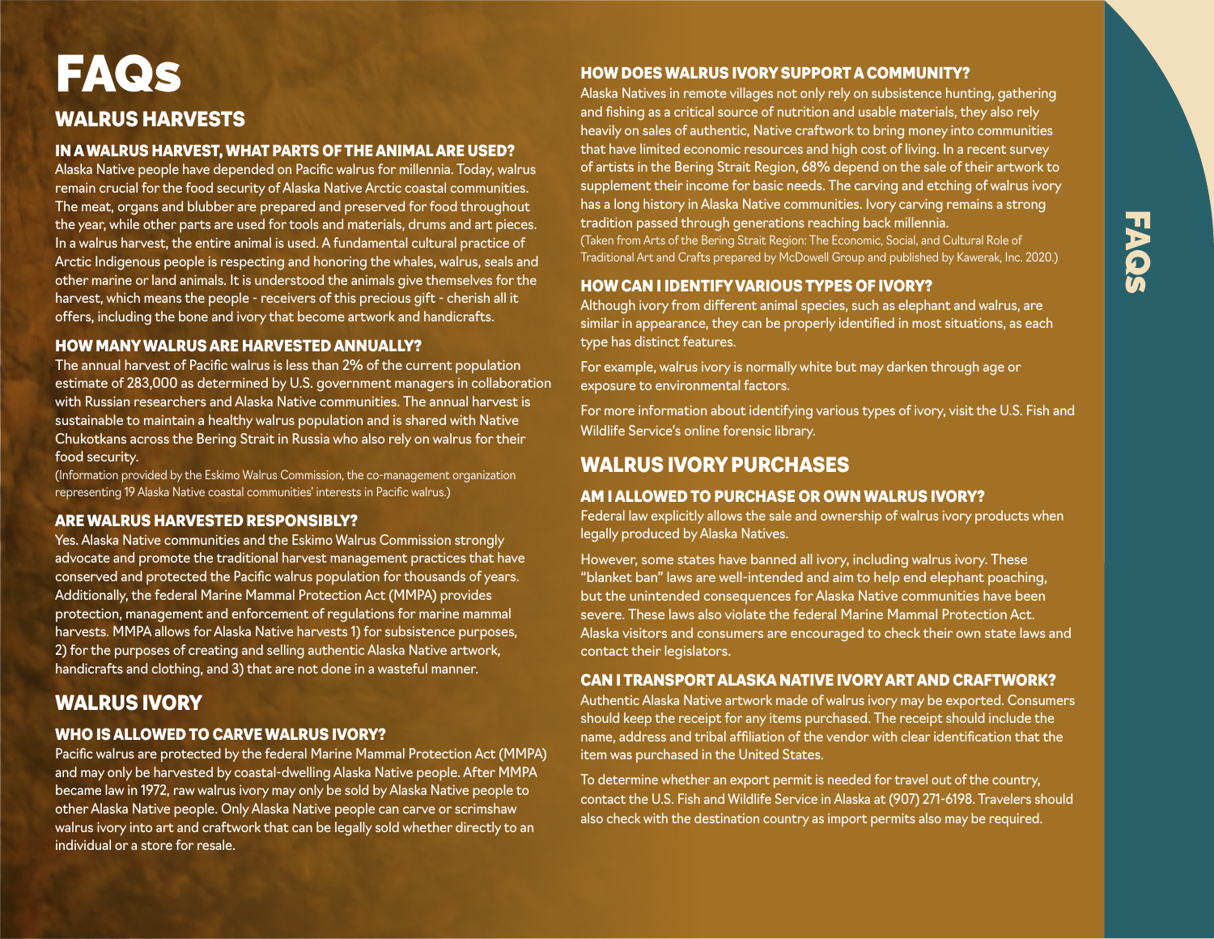# FAQs

## WALRUS HARVESTS

### IN A WALRUS HARVEST, WHAT PARTS OF THE ANIMAL ARE USED?

Alaska Native people have depended on Pacific walrus for millennia. Today, walrus remain crucial for the food security of Alaska Native Arctic coastal communities. The meat, organs and blubber are prepared and preserved for food throughout the year, while other parts are used for tools and materials, drums and art pieces. In a walrus harvest, the entire animal is used. A fundamental cultural practice of Arctic Indigenous people is respecting and honoring the whales, walrus, seals and other marine or land animals. It is understood the animals give themselves for the harvest, which means the people - receivers of this precious gift - cherish all it offers, including the bone and ivory that become artwork and handicrafts.

### HOW MANY WALRUS ARE HARVESTED ANNUALLY?

The annual harvest of Pacific walrus is less than 2% of the current population estimate of 283,000 as determined by U.S. government managers in collaboration with Russian researchers and Alaska Native communities. The annual harvest is sustainable to maintain a healthy walrus population and is shared with Native Chukotkans across the Bering Strait in Russia who also rely on walrus for their food security.

(Information provided by the Eskimo Walrus Commission, the co-management organization representing 19 Alaska Native coastal communities' interests in Pacific walrus.)

### ARE WALRUS HARVESTED RESPONSIBLY?

Yes. Alaska Native communities and the Eskimo Walrus Commission strongly advocate and promote the traditional harvest management practices that have conserved and protected the Pacific walrus population for thousands of years. Additionally, the federal Marine Mammal Protection Act (MMPA) provides protection, management and enforcement of regulations for marine mammal harvests. MMPA allows for Alaska Native harvests 1) for subsistence purposes, 2) for the purposes of creating and selling authentic Alaska Native artwork, handicrafts and clothing, and 3) that are not done in a wasteful manner.

## WALRUS IVORY

### WHO IS ALLOWED TO CARVE WALRUS IVORY?

Pacific walrus are protected by the federal Marine Mammal Protection Act (MMPA) and may only be harvested by coastal-dwelling Alaska Native people. After MMPA became law in 1972, raw walrus ivory may only be sold by Alaska Native people to other Alaska Native people. Only Alaska Native people can carve or scrimshaw walrus ivory into art and craftwork that can be legally sold whether directly to an individual or a store for resale.

### HOW DOES WALRUS IVORY SUPPORT A COMMUNITY?

Alaska Natives in remote villages not only rely on subsistence hunting, gathering and fishing as a critical source of nutrition and usable materials, they also rely heavily on sales of authentic, Native craftwork to bring money into communities that have limited economic resources and high cost of living. In a recent survey of artists in the Bering Strait Region, 68% depend on the sale of their artwork to supplement their income for basic needs. The carving and etching of walrus ivory has a long history in Alaska Native communities. Ivory carving remains a strong tradition passed through generations reaching back millennia.

(Taken from Arts of the Bering Strait Region: The Economic, Social, and Cultural Role of Traditional Art and Crafts prepared by McDowell Group and published by Kawerak, Inc. 2020.)

### HOW CAN I IDENTIFY VARIOUS TYPES OF IVORY?

Although ivory from different animal species, such as elephant and walrus, are similar in appearance, they can be properly identified in most situations, as each type has distinct features.

For example, walrus ivory is normally white but may darken through age or exposure to environmental factors.

For more information about identifying various types of ivory, visit the U.S. Fish and Wildlife Service's online forensic library.

## WALRUS IVORY PURCHASES

### AM I ALLOWED TO PURCHASE OR OWN WALRUS IVORY?

Federal law explicitly allows the sale and ownership of walrus ivory products when legally produced by Alaska Natives.

However, some states have banned all ivory, including walrus ivory. These "blanket ban" laws are well-intended and aim to help end elephant poaching, but the unintended consequences for Alaska Native communities have been severe. These laws also violate the federal Marine Mammal Protection Act. Alaska visitors and consumers are encouraged to check their own state laws and contact their legislators.

### CAN I TRANSPORT ALASKA NATIVE IVORY ART AND CRAFTWORK?

Authentic Alaska Native artwork made of walrus ivory may be exported. Consumers should keep the receipt for any items purchased. The receipt should include the name, address and tribal affiliation of the vendor with clear identification that the item was purchased in the United States.

To determine whether an export permit is needed for travel out of the country, contact the U.S. Fish and Wildlife Service in Alaska at (907) 271-6198. Travelers should also check with the destination country as import permits also may be required.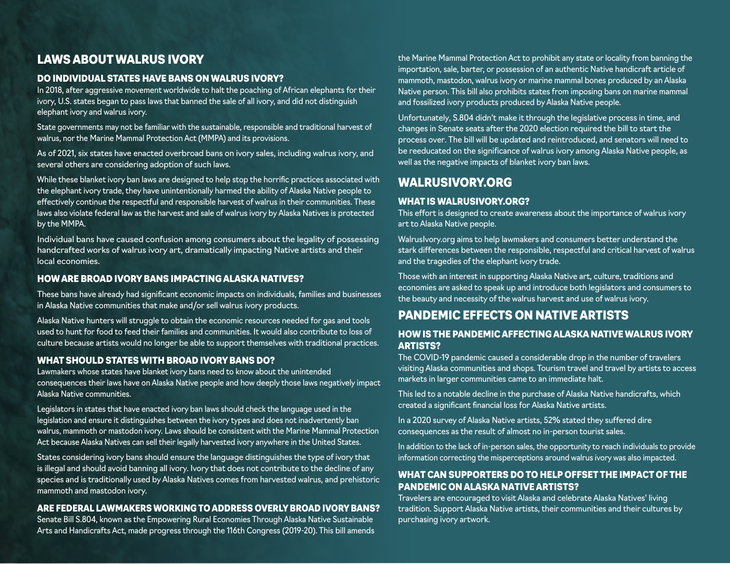# LAWS ABOUT WALRUS IVORY

### DO INDIVIDUAL STATES HAVE BANS ON WALRUS IVORY?

In 2018, after aggressive movement worldwide to halt the poaching of African elephants for their ivory, U.S. states began to pass laws that banned the sale of all ivory, and did not distinguish elephant ivory and walrus ivory.

State governments may not be familiar with the sustainable, responsible and traditional harvest of walrus, nor the Marine Mammal Protection Act (MMPA) and its provisions.

As of 2021, six states have enacted overbroad bans on ivory sales, including walrus ivory, and several others are considering adoption of such laws.

While these blanket ivory ban laws are designed to help stop the horrific practices associated with the elephant ivory trade, they have unintentionally harmed the ability of Alaska Native people to effectively continue the respectful and responsible harvest of walrus in their communities. These laws also violate federal law as the harvest and sale of walrus ivory by Alaska Natives is protected by the MMPA.

Individual bans have caused confusion among consumers about the legality of possessing handcrafted works of walrus ivory art, dramatically impacting Native artists and their local economies.

### HOW ARE BROAD IVORY BANS IMPACTING ALASKA NATIVES?

These bans have already had significant economic impacts on individuals, families and businesses in Alaska Native communities that make and/or sell walrus ivory products.

Alaska Native hunters will struggle to obtain the economic resources needed for gas and tools used to hunt for food to feed their families and communities. It would also contribute to loss of culture because artists would no longer be able to support themselves with traditional practices.

### WHAT SHOULD STATES WITH BROAD IVORY BANS DO?

Lawmakers whose states have blanket ivory bans need to know about the unintended consequences their laws have on Alaska Native people and how deeply those laws negatively impact Alaska Native communities.

Legislators in states that have enacted ivory ban laws should check the language used in the legislation and ensure it distinguishes between the ivory types and does not inadvertently ban walrus, mammoth or mastodon ivory. Laws should be consistent with the Marine Mammal Protection Act because Alaska Natives can sell their legally harvested ivory anywhere in the United States.

States considering ivory bans should ensure the language distinguishes the type of ivory that is illegal and should avoid banning all ivory. Ivory that does not contribute to the decline of any species and is traditionally used by Alaska Natives comes from harvested walrus, and prehistoric mammoth and mastodon ivory.

### ARE FEDERAL LAWMAKERS WORKING TO ADDRESS OVERLY BROAD IVORY BANS?

Senate Bill S.804, known as the Empowering Rural Economies Through Alaska Native Sustainable Arts and Handicrafts Act, made progress through the 116th Congress (2019-20). This bill amends the Marine Mammal Protection Act to prohibit any state or locality from banning the importation, sale, barter, or possession of an authentic Native handicraft article of mammoth, mastodon, walrus ivory or marine mammal bones produced by an Alaska Native person. This bill also prohibits states from imposing bans on marine mammal and fossilized ivory products produced by Alaska Native people.

Unfortunately, S.804 didn't make it through the legislative process in time, and changes in Senate seats after the 2020 election required the bill to start the process over. The bill will be updated and reintroduced, and senators will need to be reeducated on the significance of walrus ivory among Alaska Native people, as well as the negative impacts of blanket ivory ban laws.

# WALRUSIVORY.ORG

### WHAT IS WALRUSIVORY.ORG?

This effort is designed to create awareness about the importance of walrus ivory art to Alaska Native people.

WalrusIvory.org aims to help lawmakers and consumers better understand the stark differences between the responsible, respectful and critical harvest of walrus and the tragedies of the elephant ivory trade.

Those with an interest in supporting Alaska Native art, culture, traditions and economies are asked to speak up and introduce both legislators and consumers to the beauty and necessity of the walrus harvest and use of walrus ivory.

# PANDEMIC EFFECTS ON NATIVE ARTISTS

### HOW IS THE PANDEMIC AFFECTING ALASKA NATIVE WALRUS IVORY ARTISTS?

The COVID-19 pandemic caused a considerable drop in the number of travelers visiting Alaska communities and shops. Tourism travel and travel by artists to access markets in larger communities came to an immediate halt.

This led to a notable decline in the purchase of Alaska Native handicrafts, which created a significant financial loss for Alaska Native artists.

In a 2020 survey of Alaska Native artists, 52% stated they suffered dire consequences as the result of almost no in-person tourist sales.

In addition to the lack of in-person sales, the opportunity to reach individuals to provide information correcting the misperceptions around walrus ivory was also impacted.

### WHAT CAN SUPPORTERS DO TO HELP OFFSET THE IMPACT OF THE PANDEMIC ON ALASKA NATIVE ARTISTS?

Travelers are encouraged to visit Alaska and celebrate Alaska Natives' living tradition. Support Alaska Native artists, their communities and their cultures by purchasing ivory artwork.